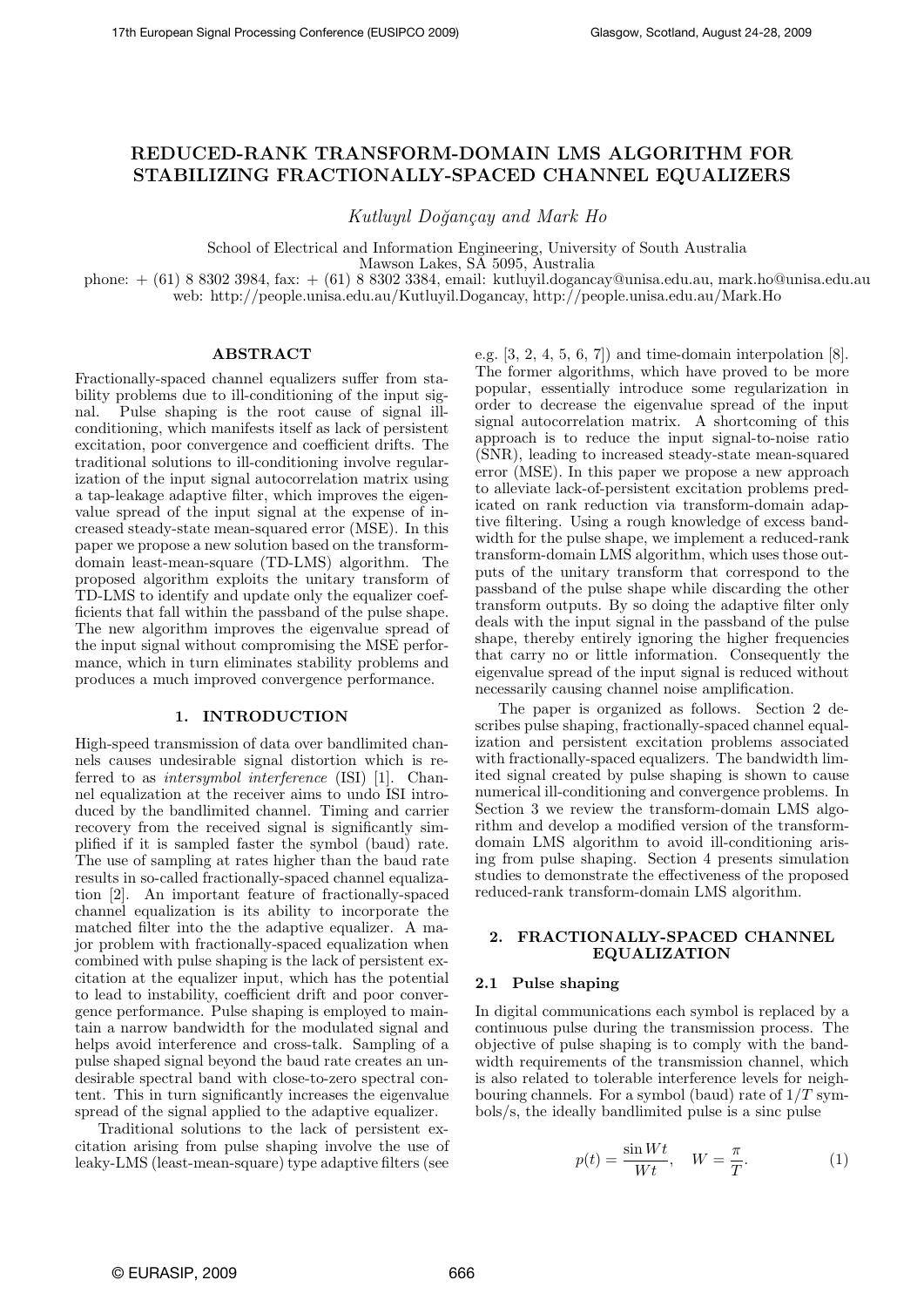# REDUCED-RANK TRANSFORM-DOMAIN LMS ALGORITHM FOR STABILIZING FRACTIONALLY-SPACED CHANNEL EQUALIZERS

*Kutluyıl Doğançay and Mark Ho*

School of Electrical and Information Engineering, University of South Australia
Mawson Lakes, SA 5095, Australia
phone: + (61) 8 8302 3984, fax: + (61) 8 8302 3384, email: kutluyil.dogancay@unisa.edu.au, mark.ho@unisa.edu.au
web: http://people.unisa.edu.au/Kutluyil.Dogancay, http://people.unisa.edu.au/Mark.Ho

## ABSTRACT

Fractionally-spaced channel equalizers suffer from stability problems due to ill-conditioning of the input signal. Pulse shaping is the root cause of signal ill-conditioning, which manifests itself as lack of persistent excitation, poor convergence and coefficient drifts. The traditional solutions to ill-conditioning involve regularization of the input signal autocorrelation matrix using a tap-leakage adaptive filter, which improves the eigenvalue spread of the input signal at the expense of increased steady-state mean-squared error (MSE). In this paper we propose a new solution based on the transform-domain least-mean-square (TD-LMS) algorithm. The proposed algorithm exploits the unitary transform of TD-LMS to identify and update only the equalizer coefficients that fall within the passband of the pulse shape. The new algorithm improves the eigenvalue spread of the input signal without compromising the MSE performance, which in turn eliminates stability problems and produces a much improved convergence performance.

## 1. INTRODUCTION

High-speed transmission of data over bandlimited channels causes undesirable signal distortion which is referred to as *intersymbol interference* (ISI) [1]. Channel equalization at the receiver aims to undo ISI introduced by the bandlimited channel. Timing and carrier recovery from the received signal is significantly simplified if it is sampled faster the symbol (baud) rate. The use of sampling at rates higher than the baud rate results in so-called fractionally-spaced channel equalization [2]. An important feature of fractionally-spaced channel equalization is its ability to incorporate the matched filter into the the adaptive equalizer. A major problem with fractionally-spaced equalization when combined with pulse shaping is the lack of persistent excitation at the equalizer input, which has the potential to lead to instability, coefficient drift and poor convergence performance. Pulse shaping is employed to maintain a narrow bandwidth for the modulated signal and helps avoid interference and cross-talk. Sampling of a pulse shaped signal beyond the baud rate creates an undesirable spectral band with close-to-zero spectral content. This in turn significantly increases the eigenvalue spread of the signal applied to the adaptive equalizer.

Traditional solutions to the lack of persistent excitation arising from pulse shaping involve the use of leaky-LMS (least-mean-square) type adaptive filters (see e.g. [3, 2, 4, 5, 6, 7]) and time-domain interpolation [8]. The former algorithms, which have proved to be more popular, essentially introduce some regularization in order to decrease the eigenvalue spread of the input signal autocorrelation matrix. A shortcoming of this approach is to reduce the input signal-to-noise ratio (SNR), leading to increased steady-state mean-squared error (MSE). In this paper we propose a new approach to alleviate lack-of-persistent excitation problems predicated on rank reduction via transform-domain adaptive filtering. Using a rough knowledge of excess bandwidth for the pulse shape, we implement a reduced-rank transform-domain LMS algorithm, which uses those outputs of the unitary transform that correspond to the passband of the pulse shape while discarding the other transform outputs. By so doing the adaptive filter only deals with the input signal in the passband of the pulse shape, thereby entirely ignoring the higher frequencies that carry no or little information. Consequently the eigenvalue spread of the input signal is reduced without necessarily causing channel noise amplification.

The paper is organized as follows. Section 2 describes pulse shaping, fractionally-spaced channel equalization and persistent excitation problems associated with fractionally-spaced equalizers. The bandwidth limited signal created by pulse shaping is shown to cause numerical ill-conditioning and convergence problems. In Section 3 we review the transform-domain LMS algorithm and develop a modified version of the transform-domain LMS algorithm to avoid ill-conditioning arising from pulse shaping. Section 4 presents simulation studies to demonstrate the effectiveness of the proposed reduced-rank transform-domain LMS algorithm.

## 2. FRACTIONALLY-SPACED CHANNEL EQUALIZATION

### 2.1 Pulse shaping

In digital communications each symbol is replaced by a continuous pulse during the transmission process. The objective of pulse shaping is to comply with the bandwidth requirements of the transmission channel, which is also related to tolerable interference levels for neighbouring channels. For a symbol (baud) rate of $1/T$ symbols/s, the ideally bandlimited pulse is a sinc pulse

$$p(t) = \frac{\sin Wt}{Wt}, \quad W = \frac{\pi}{T}. \tag{1}$$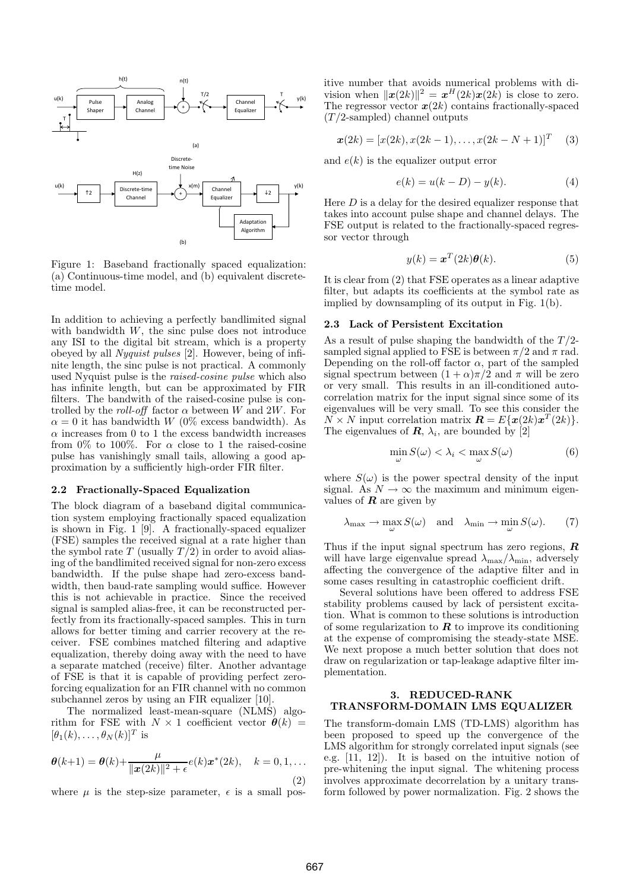Figure 1: Baseband fractionally spaced equalization: (a) Continuous-time model, and (b) equivalent discrete-time model.

In addition to achieving a perfectly bandlimited signal with bandwidth $W$, the sinc pulse does not introduce any ISI to the digital bit stream, which is a property obeyed by all *Nyquist pulses* [2]. However, being of infinite length, the sinc pulse is not practical. A commonly used Nyquist pulse is the *raised-cosine pulse* which also has infinite length, but can be approximated by FIR filters. The bandwith of the raised-cosine pulse is controlled by the *roll-off* factor $\alpha$ between $W$ and $2W$. For $\alpha = 0$ it has bandwidth $W$ (0% excess bandwidth). As $\alpha$ increases from 0 to 1 the excess bandwidth increases from 0% to 100%. For $\alpha$ close to 1 the raised-cosine pulse has vanishingly small tails, allowing a good approximation by a sufficiently high-order FIR filter.

### 2.2 Fractionally-Spaced Equalization

The block diagram of a baseband digital communication system employing fractionally spaced equalization is shown in Fig. 1 [9]. A fractionally-spaced equalizer (FSE) samples the received signal at a rate higher than the symbol rate $T$ (usually $T/2$) in order to avoid aliasing of the bandlimited received signal for non-zero excess bandwidth. If the pulse shape had zero-excess bandwidth, then baud-rate sampling would suffice. However this is not achievable in practice. Since the received signal is sampled alias-free, it can be reconstructed perfectly from its fractionally-spaced samples. This in turn allows for better timing and carrier recovery at the receiver. FSE combines matched filtering and adaptive equalization, thereby doing away with the need to have a separate matched (receive) filter. Another advantage of FSE is that it is capable of providing perfect zero-forcing equalization for an FIR channel with no common subchannel zeros by using an FIR equalizer [10].

The normalized least-mean-square (NLMS) algorithm for FSE with $N \times 1$ coefficient vector $\boldsymbol{\theta}(k) = [\theta_1(k), \ldots, \theta_N(k)]^T$ is

$$\boldsymbol{\theta}(k+1) = \boldsymbol{\theta}(k) + \frac{\mu}{\|\boldsymbol{x}(2k)\|^2 + \epsilon} e(k)\boldsymbol{x}^*(2k), \quad k = 0, 1, \ldots \tag{2}$$

where $\mu$ is the step-size parameter, $\epsilon$ is a small positive number that avoids numerical problems with division when $\|\boldsymbol{x}(2k)\|^2 = \boldsymbol{x}^H(2k)\boldsymbol{x}(2k)$ is close to zero. The regressor vector $\boldsymbol{x}(2k)$ contains fractionally-spaced ($T/2$-sampled) channel outputs

$$\boldsymbol{x}(2k) = [x(2k), x(2k-1), \ldots, x(2k-N+1)]^T \tag{3}$$

and $e(k)$ is the equalizer output error

$$e(k) = u(k-D) - y(k). \tag{4}$$

Here $D$ is a delay for the desired equalizer response that takes into account pulse shape and channel delays. The FSE output is related to the fractionally-spaced regressor vector through

$$y(k) = \boldsymbol{x}^T(2k)\boldsymbol{\theta}(k). \tag{5}$$

It is clear from (2) that FSE operates as a linear adaptive filter, but adapts its coefficients at the symbol rate as implied by downsampling of its output in Fig. 1(b).

### 2.3 Lack of Persistent Excitation

As a result of pulse shaping the bandwidth of the $T/2$-sampled signal applied to FSE is between $\pi/2$ and $\pi$ rad. Depending on the roll-off factor $\alpha$, part of the sampled signal spectrum between $(1+\alpha)\pi/2$ and $\pi$ will be zero or very small. This results in an ill-conditioned autocorrelation matrix for the input signal since some of its eigenvalues will be very small. To see this consider the $N \times N$ input correlation matrix $\boldsymbol{R} = E\{\boldsymbol{x}(2k)\boldsymbol{x}^T(2k)\}$. The eigenvalues of $\boldsymbol{R}$, $\lambda_i$, are bounded by [2]

$$\min_\omega S(\omega) < \lambda_i < \max_\omega S(\omega) \tag{6}$$

where $S(\omega)$ is the power spectral density of the input signal. As $N \to \infty$ the maximum and minimum eigenvalues of $\boldsymbol{R}$ are given by

$$\lambda_{\max} \to \max_\omega S(\omega) \quad \text{and} \quad \lambda_{\min} \to \min_\omega S(\omega). \tag{7}$$

Thus if the input signal spectrum has zero regions, $\boldsymbol{R}$ will have large eigenvalue spread $\lambda_{\max}/\lambda_{\min}$, adversely affecting the convergence of the adaptive filter and in some cases resulting in catastrophic coefficient drift.

Several solutions have been offered to address FSE stability problems caused by lack of persistent excitation. What is common to these solutions is introduction of some regularization to $\boldsymbol{R}$ to improve its conditioning at the expense of compromising the steady-state MSE. We next propose a much better solution that does not draw on regularization or tap-leakage adaptive filter implementation.

## 3. REDUCED-RANK TRANSFORM-DOMAIN LMS EQUALIZER

The transform-domain LMS (TD-LMS) algorithm has been proposed to speed up the convergence of the LMS algorithm for strongly correlated input signals (see e.g. [11, 12]). It is based on the intuitive notion of pre-whitening the input signal. The whitening process involves approximate decorrelation by a unitary transform followed by power normalization. Fig. 2 shows the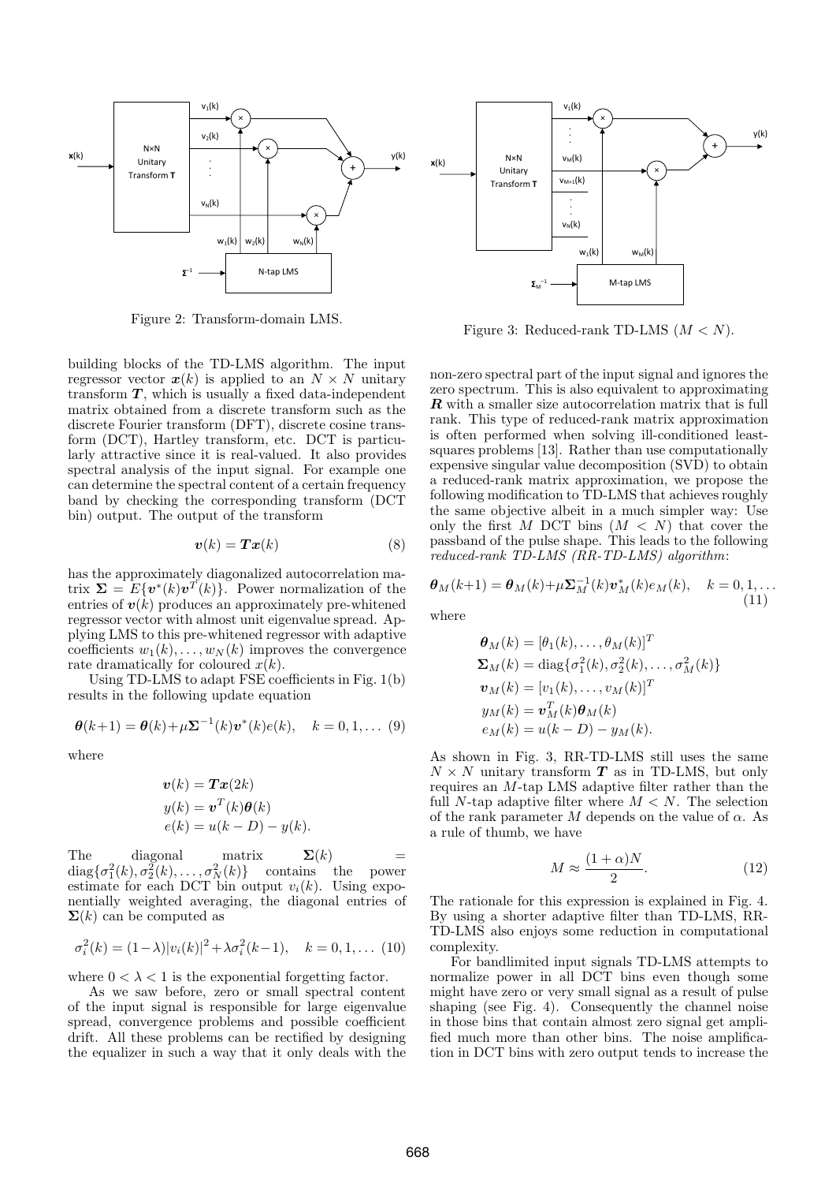Figure 2: Transform-domain LMS.

Figure 3: Reduced-rank TD-LMS ($M < N$).

building blocks of the TD-LMS algorithm. The input regressor vector $\boldsymbol{x}(k)$ is applied to an $N \times N$ unitary transform $\boldsymbol{T}$, which is usually a fixed data-independent matrix obtained from a discrete transform such as the discrete Fourier transform (DFT), discrete cosine transform (DCT), Hartley transform, etc. DCT is particularly attractive since it is real-valued. It also provides spectral analysis of the input signal. For example one can determine the spectral content of a certain frequency band by checking the corresponding transform (DCT bin) output. The output of the transform

$$\boldsymbol{v}(k) = \boldsymbol{T}\boldsymbol{x}(k) \tag{8}$$

has the approximately diagonalized autocorrelation matrix $\boldsymbol{\Sigma} = E\{\boldsymbol{v}^*(k)\boldsymbol{v}^T(k)\}$. Power normalization of the entries of $\boldsymbol{v}(k)$ produces an approximately pre-whitened regressor vector with almost unit eigenvalue spread. Applying LMS to this pre-whitened regressor with adaptive coefficients $w_1(k), \ldots, w_N(k)$ improves the convergence rate dramatically for coloured $x(k)$.

Using TD-LMS to adapt FSE coefficients in Fig. 1(b) results in the following update equation

$$\boldsymbol{\theta}(k+1) = \boldsymbol{\theta}(k) + \mu\boldsymbol{\Sigma}^{-1}(k)\boldsymbol{v}^*(k)e(k), \quad k = 0, 1, \ldots \tag{9}$$

where

$$\begin{aligned}
\boldsymbol{v}(k) &= \boldsymbol{T}\boldsymbol{x}(2k) \\
y(k) &= \boldsymbol{v}^T(k)\boldsymbol{\theta}(k) \\
e(k) &= u(k-D) - y(k).
\end{aligned}$$

The diagonal matrix $\boldsymbol{\Sigma}(k) = \operatorname{diag}\{\sigma_1^2(k), \sigma_2^2(k), \ldots, \sigma_N^2(k)\}$ contains the power estimate for each DCT bin output $v_i(k)$. Using exponentially weighted averaging, the diagonal entries of $\boldsymbol{\Sigma}(k)$ can be computed as

$$\sigma_i^2(k) = (1-\lambda)|v_i(k)|^2 + \lambda\sigma_i^2(k-1), \quad k = 0, 1, \ldots \tag{10}$$

where $0 < \lambda < 1$ is the exponential forgetting factor.

As we saw before, zero or small spectral content of the input signal is responsible for large eigenvalue spread, convergence problems and possible coefficient drift. All these problems can be rectified by designing the equalizer in such a way that it only deals with the non-zero spectral part of the input signal and ignores the zero spectrum. This is also equivalent to approximating $\boldsymbol{R}$ with a smaller size autocorrelation matrix that is full rank. This type of reduced-rank matrix approximation is often performed when solving ill-conditioned least-squares problems [13]. Rather than use computationally expensive singular value decomposition (SVD) to obtain a reduced-rank matrix approximation, we propose the following modification to TD-LMS that achieves roughly the same objective albeit in a much simpler way: Use only the first $M$ DCT bins ($M < N$) that cover the passband of the pulse shape. This leads to the following *reduced-rank TD-LMS (RR-TD-LMS) algorithm*:

$$\boldsymbol{\theta}_M(k+1) = \boldsymbol{\theta}_M(k) + \mu\boldsymbol{\Sigma}_M^{-1}(k)\boldsymbol{v}_M^*(k)e_M(k), \quad k = 0, 1, \ldots \tag{11}$$

where

$$\begin{aligned}
\boldsymbol{\theta}_M(k) &= [\theta_1(k), \ldots, \theta_M(k)]^T \\
\boldsymbol{\Sigma}_M(k) &= \operatorname{diag}\{\sigma_1^2(k), \sigma_2^2(k), \ldots, \sigma_M^2(k)\} \\
\boldsymbol{v}_M(k) &= [v_1(k), \ldots, v_M(k)]^T \\
y_M(k) &= \boldsymbol{v}_M^T(k)\boldsymbol{\theta}_M(k) \\
e_M(k) &= u(k-D) - y_M(k).
\end{aligned}$$

As shown in Fig. 3, RR-TD-LMS still uses the same $N \times N$ unitary transform $\boldsymbol{T}$ as in TD-LMS, but only requires an $M$-tap LMS adaptive filter rather than the full $N$-tap adaptive filter where $M < N$. The selection of the rank parameter $M$ depends on the value of $\alpha$. As a rule of thumb, we have

$$M \approx \frac{(1+\alpha)N}{2}. \tag{12}$$

The rationale for this expression is explained in Fig. 4. By using a shorter adaptive filter than TD-LMS, RR-TD-LMS also enjoys some reduction in computational complexity.

For bandlimited input signals TD-LMS attempts to normalize power in all DCT bins even though some might have zero or very small signal as a result of pulse shaping (see Fig. 4). Consequently the channel noise in those bins that contain almost zero signal get amplified much more than other bins. The noise amplification in DCT bins with zero output tends to increase the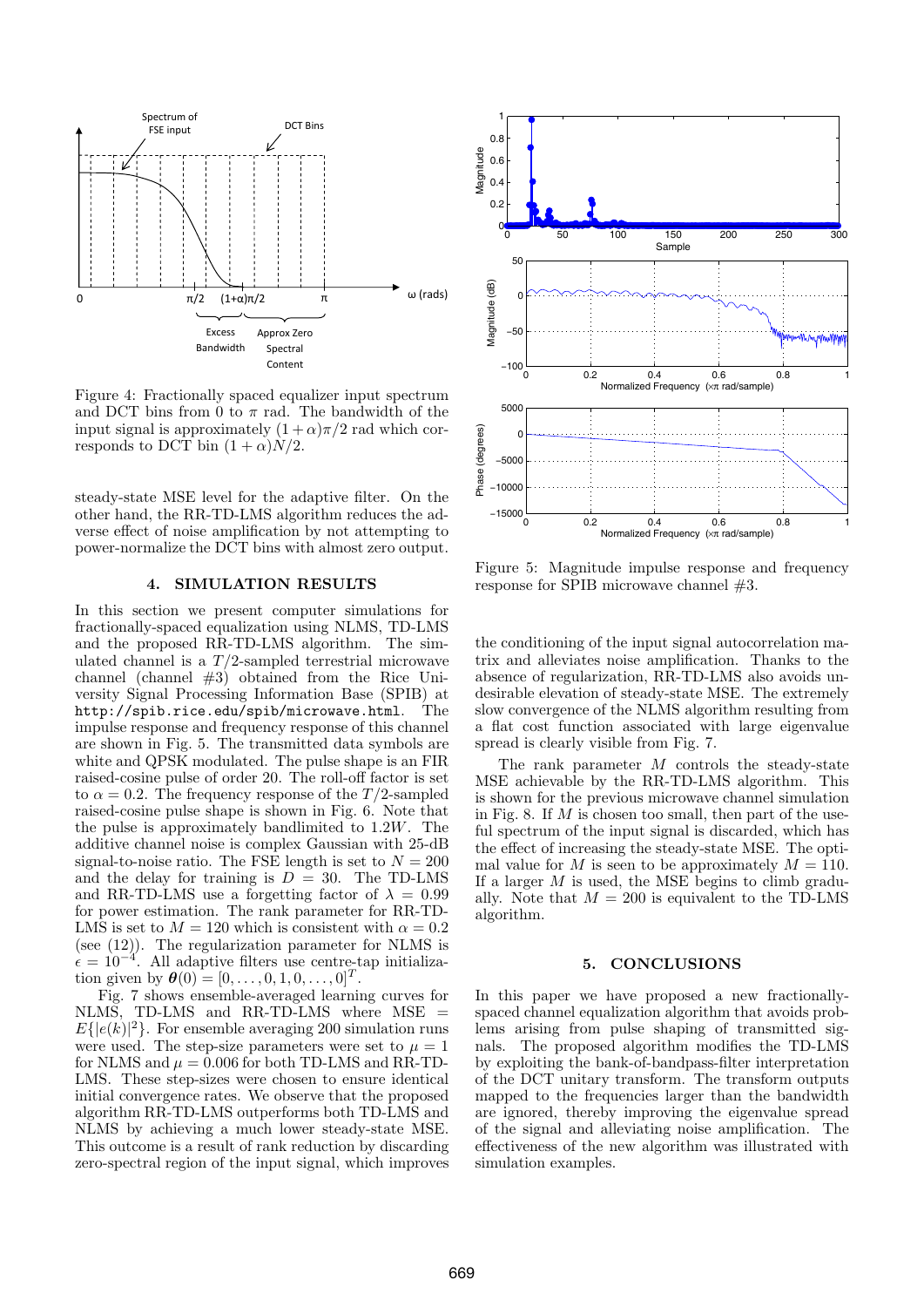Spectrum of FSE input

DCT Bins

0

π/2

(1+α)π/2

π

ω (rads)

Excess Bandwidth

Approx Zero Spectral Content

Figure 4: Fractionally spaced equalizer input spectrum and DCT bins from 0 to $\pi$ rad. The bandwidth of the input signal is approximately $(1+\alpha)\pi/2$ rad which corresponds to DCT bin $(1+\alpha)N/2$.

steady-state MSE level for the adaptive filter. On the other hand, the RR-TD-LMS algorithm reduces the adverse effect of noise amplification by not attempting to power-normalize the DCT bins with almost zero output.

## 4. SIMULATION RESULTS

In this section we present computer simulations for fractionally-spaced equalization using NLMS, TD-LMS and the proposed RR-TD-LMS algorithm. The simulated channel is a $T/2$-sampled terrestrial microwave channel (channel #3) obtained from the Rice University Signal Processing Information Base (SPIB) at `http://spib.rice.edu/spib/microwave.html`. The impulse response and frequency response of this channel are shown in Fig. 5. The transmitted data symbols are white and QPSK modulated. The pulse shape is an FIR raised-cosine pulse of order 20. The roll-off factor is set to $\alpha = 0.2$. The frequency response of the $T/2$-sampled raised-cosine pulse shape is shown in Fig. 6. Note that the pulse is approximately bandlimited to $1.2W$. The additive channel noise is complex Gaussian with 25-dB signal-to-noise ratio. The FSE length is set to $N = 200$ and the delay for training is $D = 30$. The TD-LMS and RR-TD-LMS use a forgetting factor of $\lambda = 0.99$ for power estimation. The rank parameter for RR-TD-LMS is set to $M = 120$ which is consistent with $\alpha = 0.2$ (see (12)). The regularization parameter for NLMS is $\epsilon = 10^{-4}$. All adaptive filters use centre-tap initialization given by $\boldsymbol{\theta}(0) = [0, \ldots, 0, 1, 0, \ldots, 0]^T$.

Fig. 7 shows ensemble-averaged learning curves for NLMS, TD-LMS and RR-TD-LMS where MSE $= E\{|e(k)|^2\}$. For ensemble averaging 200 simulation runs were used. The step-size parameters were set to $\mu = 1$ for NLMS and $\mu = 0.006$ for both TD-LMS and RR-TD-LMS. These step-sizes were chosen to ensure identical initial convergence rates. We observe that the proposed algorithm RR-TD-LMS outperforms both TD-LMS and NLMS by achieving a much lower steady-state MSE. This outcome is a result of rank reduction by discarding zero-spectral region of the input signal, which improves the conditioning of the input signal autocorrelation matrix and alleviates noise amplification. Thanks to the absence of regularization, RR-TD-LMS also avoids undesirable elevation of steady-state MSE. The extremely slow convergence of the NLMS algorithm resulting from a flat cost function associated with large eigenvalue spread is clearly visible from Fig. 7.

The rank parameter $M$ controls the steady-state MSE achievable by the RR-TD-LMS algorithm. This is shown for the previous microwave channel simulation in Fig. 8. If $M$ is chosen too small, then part of the useful spectrum of the input signal is discarded, which has the effect of increasing the steady-state MSE. The optimal value for $M$ is seen to be approximately $M = 110$. If a larger $M$ is used, the MSE begins to climb gradually. Note that $M = 200$ is equivalent to the TD-LMS algorithm.

Magnitude

Sample

0 50 100 150 200 250 300

Magnitude (dB)

Normalized Frequency (×π rad/sample)

Phase (degrees)

Normalized Frequency (×π rad/sample)

Figure 5: Magnitude impulse response and frequency response for SPIB microwave channel #3.

## 5. CONCLUSIONS

In this paper we have proposed a new fractionally-spaced channel equalization algorithm that avoids problems arising from pulse shaping of transmitted signals. The proposed algorithm modifies the TD-LMS by exploiting the bank-of-bandpass-filter interpretation of the DCT unitary transform. The transform outputs mapped to the frequencies larger than the bandwidth are ignored, thereby improving the eigenvalue spread of the signal and alleviating noise amplification. The effectiveness of the new algorithm was illustrated with simulation examples.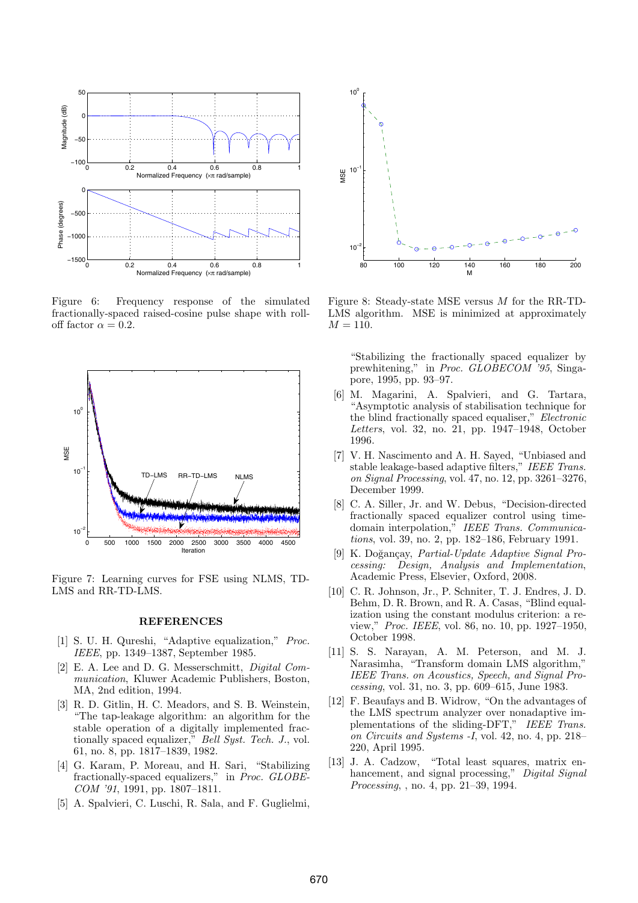Magnitude (dB)

50

0

−50

−100

0 0.2 0.4 0.6 0.8 1

Normalized Frequency (×π rad/sample)

Phase (degrees)

0

−500

−1000

−1500

0 0.2 0.4 0.6 0.8 1

Normalized Frequency (×π rad/sample)

Figure 6: Frequency response of the simulated fractionally-spaced raised-cosine pulse shape with roll-off factor $\alpha = 0.2$.

MSE

$10^0$

$10^{-1}$

$10^{-2}$

0 500 1000 1500 2000 2500 3000 3500 4000 4500

Iteration

TD–LMS

RR–TD–LMS

NLMS

Figure 7: Learning curves for FSE using NLMS, TD-LMS and RR-TD-LMS.

MSE

$10^0$

$10^{-1}$

$10^{-2}$

80 100 120 140 160 180 200

M

Figure 8: Steady-state MSE versus $M$ for the RR-TD-LMS algorithm. MSE is minimized at approximately $M = 110$.

## REFERENCES

[1] S. U. H. Qureshi, "Adaptive equalization," *Proc. IEEE*, pp. 1349–1387, September 1985.

[2] E. A. Lee and D. G. Messerschmitt, *Digital Communication*, Kluwer Academic Publishers, Boston, MA, 2nd edition, 1994.

[3] R. D. Gitlin, H. C. Meadors, and S. B. Weinstein, "The tap-leakage algorithm: an algorithm for the stable operation of a digitally implemented fractionally spaced equalizer," *Bell Syst. Tech. J.*, vol. 61, no. 8, pp. 1817–1839, 1982.

[4] G. Karam, P. Moreau, and H. Sari, "Stabilizing fractionally-spaced equalizers," in *Proc. GLOBECOM '91*, 1991, pp. 1807–1811.

[5] A. Spalvieri, C. Luschi, R. Sala, and F. Guglielmi, "Stabilizing the fractionally spaced equalizer by prewhitening," in *Proc. GLOBECOM '95*, Singapore, 1995, pp. 93–97.

[6] M. Magarini, A. Spalvieri, and G. Tartara, "Asymptotic analysis of stabilisation technique for the blind fractionally spaced equaliser," *Electronic Letters*, vol. 32, no. 21, pp. 1947–1948, October 1996.

[7] V. H. Nascimento and A. H. Sayed, "Unbiased and stable leakage-based adaptive filters," *IEEE Trans. on Signal Processing*, vol. 47, no. 12, pp. 3261–3276, December 1999.

[8] C. A. Siller, Jr. and W. Debus, "Decision-directed fractionally spaced equalizer control using time-domain interpolation," *IEEE Trans. Communications*, vol. 39, no. 2, pp. 182–186, February 1991.

[9] K. Doğançay, *Partial-Update Adaptive Signal Processing: Design, Analysis and Implementation*, Academic Press, Elsevier, Oxford, 2008.

[10] C. R. Johnson, Jr., P. Schniter, T. J. Endres, J. D. Behm, D. R. Brown, and R. A. Casas, "Blind equalization using the constant modulus criterion: a review," *Proc. IEEE*, vol. 86, no. 10, pp. 1927–1950, October 1998.

[11] S. S. Narayan, A. M. Peterson, and M. J. Narasimha, "Transform domain LMS algorithm," *IEEE Trans. on Acoustics, Speech, and Signal Processing*, vol. 31, no. 3, pp. 609–615, June 1983.

[12] F. Beaufays and B. Widrow, "On the advantages of the LMS spectrum analyzer over nonadaptive implementations of the sliding-DFT," *IEEE Trans. on Circuits and Systems -I*, vol. 42, no. 4, pp. 218–220, April 1995.

[13] J. A. Cadzow, "Total least squares, matrix enhancement, and signal processing," *Digital Signal Processing*, , no. 4, pp. 21–39, 1994.